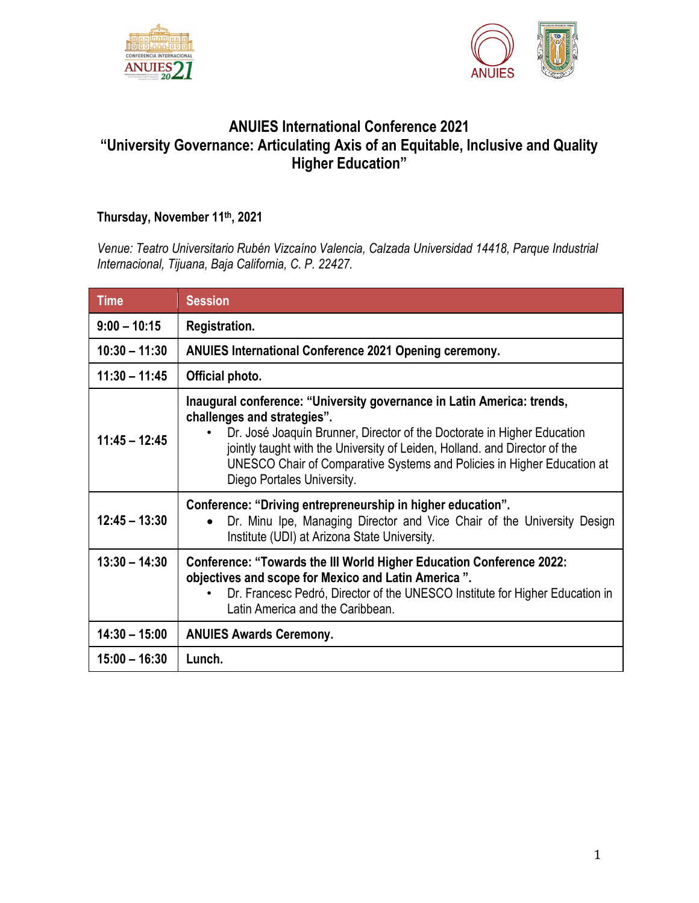# ANUIES International Conference 2021
## "University Governance: Articulating Axis of an Equitable, Inclusive and Quality Higher Education"

**Thursday, November 11th, 2021**

*Venue: Teatro Universitario Rubén Vizcaíno Valencia, Calzada Universidad 14418, Parque Industrial Internacional, Tijuana, Baja California, C. P. 22427.*

| Time | Session |
|---|---|
| **9:00 – 10:15** | **Registration.** |
| **10:30 – 11:30** | **ANUIES International Conference 2021 Opening ceremony.** |
| **11:30 – 11:45** | **Official photo.** |
| **11:45 – 12:45** | **Inaugural conference: "University governance in Latin America: trends, challenges and strategies".** <br>• Dr. José Joaquín Brunner, Director of the Doctorate in Higher Education jointly taught with the University of Leiden, Holland. and Director of the UNESCO Chair of Comparative Systems and Policies in Higher Education at Diego Portales University. |
| **12:45 – 13:30** | **Conference: "Driving entrepreneurship in higher education".** <br>• Dr. Minu Ipe, Managing Director and Vice Chair of the University Design Institute (UDI) at Arizona State University. |
| **13:30 – 14:30** | **Conference: "Towards the III World Higher Education Conference 2022: objectives and scope for Mexico and Latin America ".** <br>• Dr. Francesc Pedró, Director of the UNESCO Institute for Higher Education in Latin America and the Caribbean. |
| **14:30 – 15:00** | **ANUIES Awards Ceremony.** |
| **15:00 – 16:30** | **Lunch.** |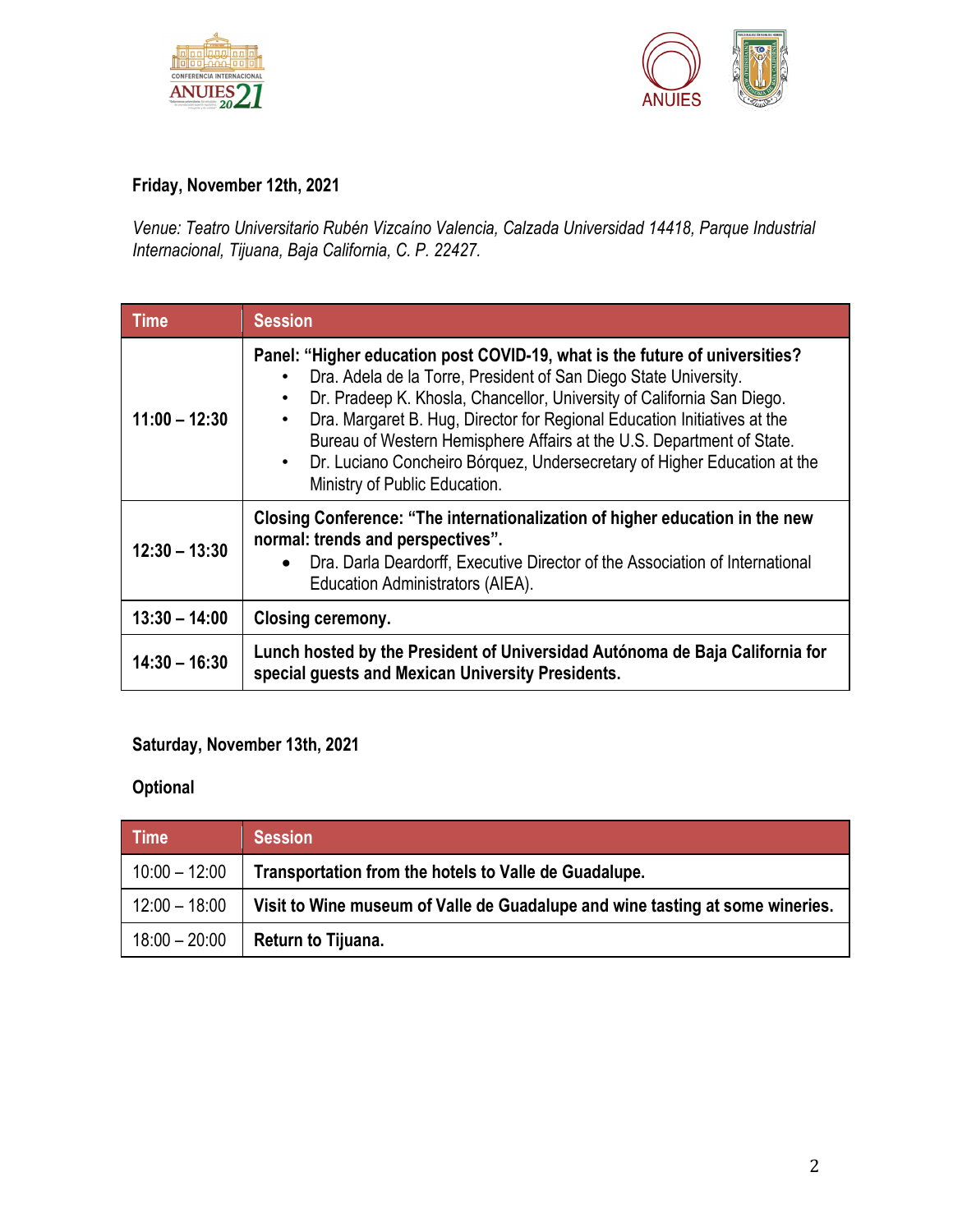**Friday, November 12th, 2021**

*Venue: Teatro Universitario Rubén Vizcaíno Valencia, Calzada Universidad 14418, Parque Industrial Internacional, Tijuana, Baja California, C. P. 22427.*

| Time | Session |
|---|---|
| **11:00 – 12:30** | **Panel: "Higher education post COVID-19, what is the future of universities?**<br>• Dra. Adela de la Torre, President of San Diego State University.<br>• Dr. Pradeep K. Khosla, Chancellor, University of California San Diego.<br>• Dra. Margaret B. Hug, Director for Regional Education Initiatives at the Bureau of Western Hemisphere Affairs at the U.S. Department of State.<br>• Dr. Luciano Concheiro Bórquez, Undersecretary of Higher Education at the Ministry of Public Education. |
| **12:30 – 13:30** | **Closing Conference: "The internationalization of higher education in the new normal: trends and perspectives".**<br>• Dra. Darla Deardorff, Executive Director of the Association of International Education Administrators (AIEA). |
| **13:30 – 14:00** | **Closing ceremony.** |
| **14:30 – 16:30** | **Lunch hosted by the President of Universidad Autónoma de Baja California for special guests and Mexican University Presidents.** |

**Saturday, November 13th, 2021**

**Optional**

| Time | Session |
|---|---|
| 10:00 – 12:00 | **Transportation from the hotels to Valle de Guadalupe.** |
| 12:00 – 18:00 | **Visit to Wine museum of Valle de Guadalupe and wine tasting at some wineries.** |
| 18:00 – 20:00 | **Return to Tijuana.** |